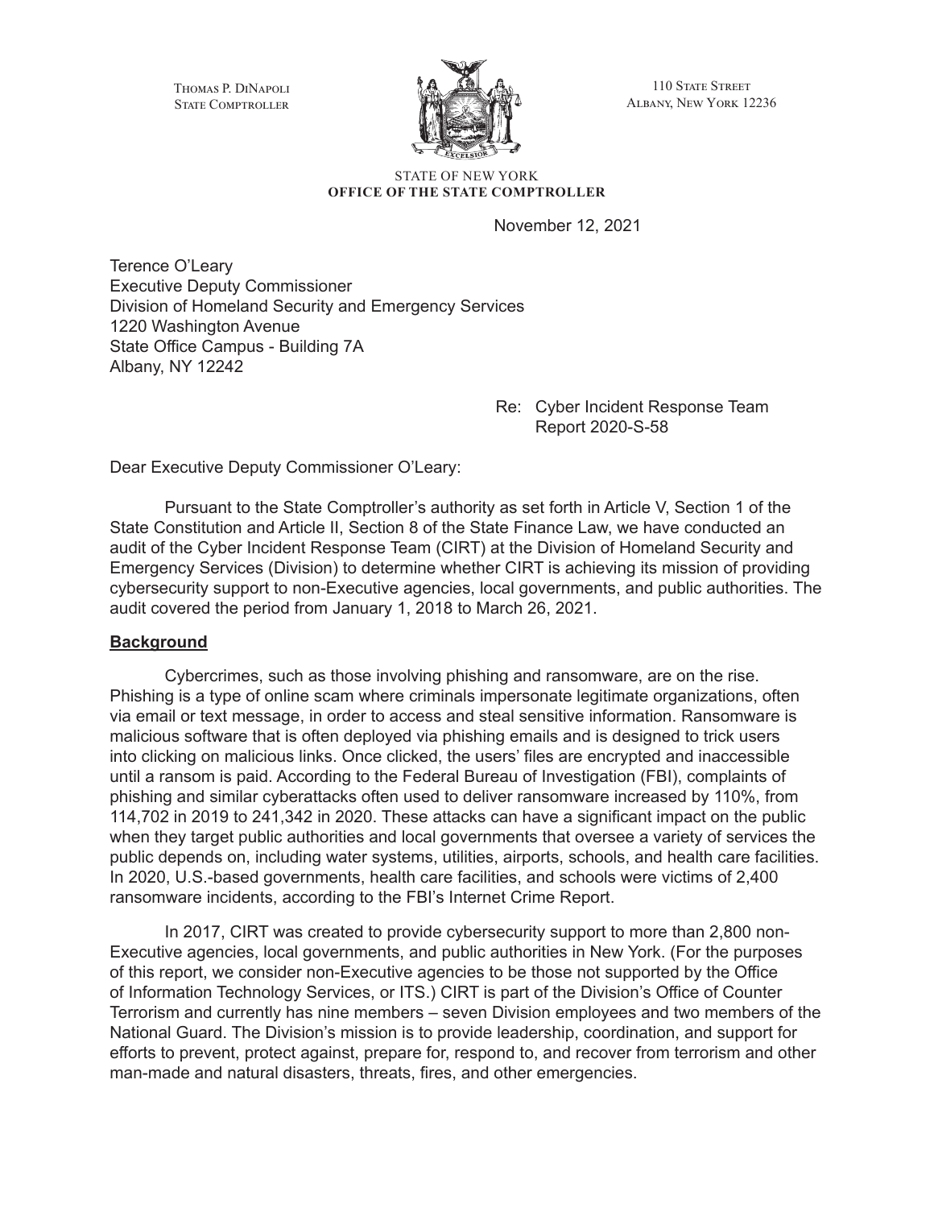Thomas P. DiNapoli
State Comptroller

110 State Street
Albany, New York 12236

STATE OF NEW YORK
**OFFICE OF THE STATE COMPTROLLER**

November 12, 2021

Terence O'Leary
Executive Deputy Commissioner
Division of Homeland Security and Emergency Services
1220 Washington Avenue
State Office Campus - Building 7A
Albany, NY 12242

Re: Cyber Incident Response Team
Report 2020-S-58

Dear Executive Deputy Commissioner O'Leary:

Pursuant to the State Comptroller's authority as set forth in Article V, Section 1 of the State Constitution and Article II, Section 8 of the State Finance Law, we have conducted an audit of the Cyber Incident Response Team (CIRT) at the Division of Homeland Security and Emergency Services (Division) to determine whether CIRT is achieving its mission of providing cybersecurity support to non-Executive agencies, local governments, and public authorities. The audit covered the period from January 1, 2018 to March 26, 2021.

## Background

Cybercrimes, such as those involving phishing and ransomware, are on the rise. Phishing is a type of online scam where criminals impersonate legitimate organizations, often via email or text message, in order to access and steal sensitive information. Ransomware is malicious software that is often deployed via phishing emails and is designed to trick users into clicking on malicious links. Once clicked, the users' files are encrypted and inaccessible until a ransom is paid. According to the Federal Bureau of Investigation (FBI), complaints of phishing and similar cyberattacks often used to deliver ransomware increased by 110%, from 114,702 in 2019 to 241,342 in 2020. These attacks can have a significant impact on the public when they target public authorities and local governments that oversee a variety of services the public depends on, including water systems, utilities, airports, schools, and health care facilities. In 2020, U.S.-based governments, health care facilities, and schools were victims of 2,400 ransomware incidents, according to the FBI's Internet Crime Report.

In 2017, CIRT was created to provide cybersecurity support to more than 2,800 non-Executive agencies, local governments, and public authorities in New York. (For the purposes of this report, we consider non-Executive agencies to be those not supported by the Office of Information Technology Services, or ITS.) CIRT is part of the Division's Office of Counter Terrorism and currently has nine members – seven Division employees and two members of the National Guard. The Division's mission is to provide leadership, coordination, and support for efforts to prevent, protect against, prepare for, respond to, and recover from terrorism and other man-made and natural disasters, threats, fires, and other emergencies.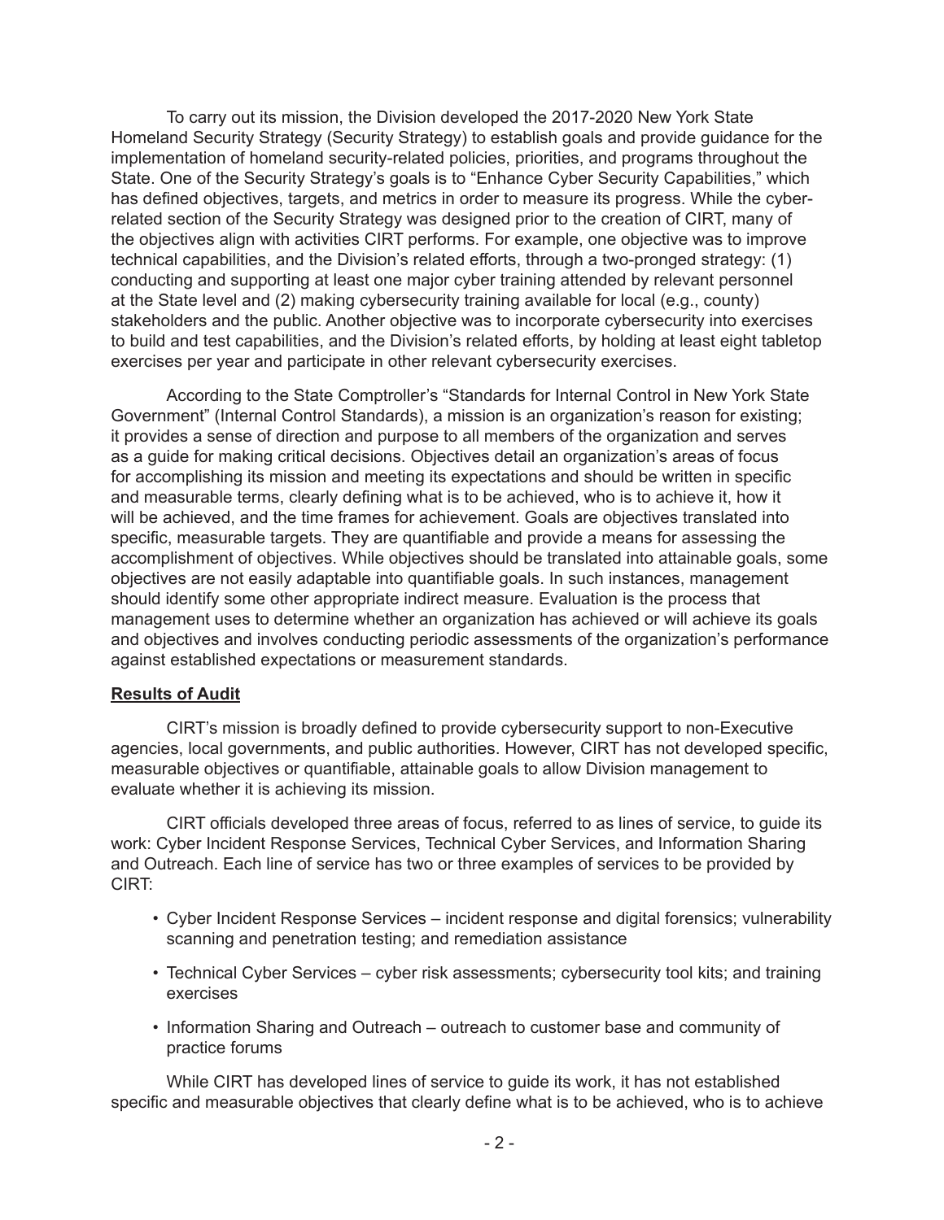To carry out its mission, the Division developed the 2017-2020 New York State Homeland Security Strategy (Security Strategy) to establish goals and provide guidance for the implementation of homeland security-related policies, priorities, and programs throughout the State. One of the Security Strategy's goals is to "Enhance Cyber Security Capabilities," which has defined objectives, targets, and metrics in order to measure its progress. While the cyber-related section of the Security Strategy was designed prior to the creation of CIRT, many of the objectives align with activities CIRT performs. For example, one objective was to improve technical capabilities, and the Division's related efforts, through a two-pronged strategy: (1) conducting and supporting at least one major cyber training attended by relevant personnel at the State level and (2) making cybersecurity training available for local (e.g., county) stakeholders and the public. Another objective was to incorporate cybersecurity into exercises to build and test capabilities, and the Division's related efforts, by holding at least eight tabletop exercises per year and participate in other relevant cybersecurity exercises.

According to the State Comptroller's "Standards for Internal Control in New York State Government" (Internal Control Standards), a mission is an organization's reason for existing; it provides a sense of direction and purpose to all members of the organization and serves as a guide for making critical decisions. Objectives detail an organization's areas of focus for accomplishing its mission and meeting its expectations and should be written in specific and measurable terms, clearly defining what is to be achieved, who is to achieve it, how it will be achieved, and the time frames for achievement. Goals are objectives translated into specific, measurable targets. They are quantifiable and provide a means for assessing the accomplishment of objectives. While objectives should be translated into attainable goals, some objectives are not easily adaptable into quantifiable goals. In such instances, management should identify some other appropriate indirect measure. Evaluation is the process that management uses to determine whether an organization has achieved or will achieve its goals and objectives and involves conducting periodic assessments of the organization's performance against established expectations or measurement standards.

## Results of Audit

CIRT's mission is broadly defined to provide cybersecurity support to non-Executive agencies, local governments, and public authorities. However, CIRT has not developed specific, measurable objectives or quantifiable, attainable goals to allow Division management to evaluate whether it is achieving its mission.

CIRT officials developed three areas of focus, referred to as lines of service, to guide its work: Cyber Incident Response Services, Technical Cyber Services, and Information Sharing and Outreach. Each line of service has two or three examples of services to be provided by CIRT:

- Cyber Incident Response Services – incident response and digital forensics; vulnerability scanning and penetration testing; and remediation assistance
- Technical Cyber Services – cyber risk assessments; cybersecurity tool kits; and training exercises
- Information Sharing and Outreach – outreach to customer base and community of practice forums

While CIRT has developed lines of service to guide its work, it has not established specific and measurable objectives that clearly define what is to be achieved, who is to achieve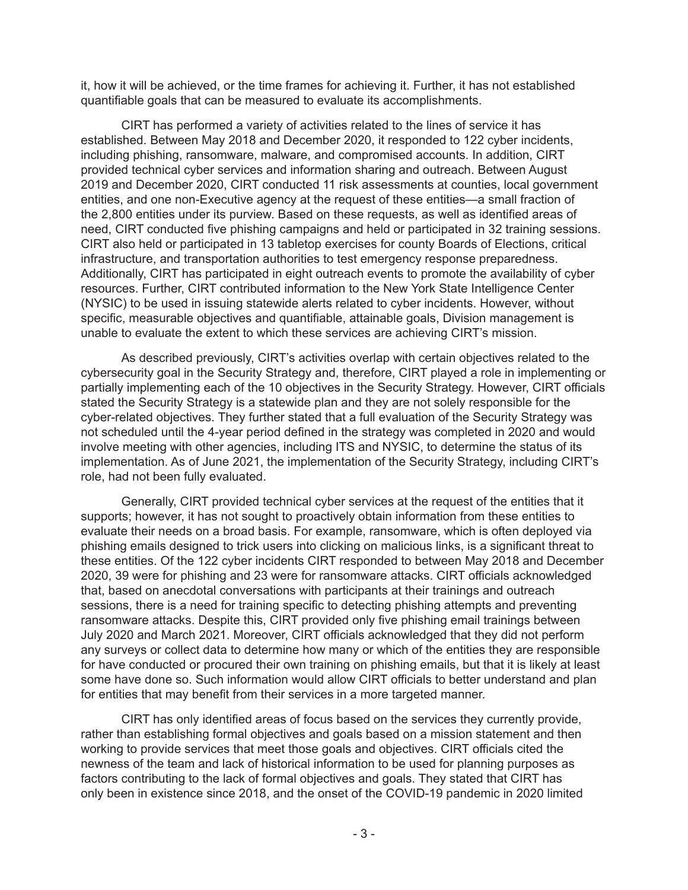it, how it will be achieved, or the time frames for achieving it. Further, it has not established quantifiable goals that can be measured to evaluate its accomplishments.

CIRT has performed a variety of activities related to the lines of service it has established. Between May 2018 and December 2020, it responded to 122 cyber incidents, including phishing, ransomware, malware, and compromised accounts. In addition, CIRT provided technical cyber services and information sharing and outreach. Between August 2019 and December 2020, CIRT conducted 11 risk assessments at counties, local government entities, and one non-Executive agency at the request of these entities—a small fraction of the 2,800 entities under its purview. Based on these requests, as well as identified areas of need, CIRT conducted five phishing campaigns and held or participated in 32 training sessions. CIRT also held or participated in 13 tabletop exercises for county Boards of Elections, critical infrastructure, and transportation authorities to test emergency response preparedness. Additionally, CIRT has participated in eight outreach events to promote the availability of cyber resources. Further, CIRT contributed information to the New York State Intelligence Center (NYSIC) to be used in issuing statewide alerts related to cyber incidents. However, without specific, measurable objectives and quantifiable, attainable goals, Division management is unable to evaluate the extent to which these services are achieving CIRT's mission.

As described previously, CIRT's activities overlap with certain objectives related to the cybersecurity goal in the Security Strategy and, therefore, CIRT played a role in implementing or partially implementing each of the 10 objectives in the Security Strategy. However, CIRT officials stated the Security Strategy is a statewide plan and they are not solely responsible for the cyber-related objectives. They further stated that a full evaluation of the Security Strategy was not scheduled until the 4-year period defined in the strategy was completed in 2020 and would involve meeting with other agencies, including ITS and NYSIC, to determine the status of its implementation. As of June 2021, the implementation of the Security Strategy, including CIRT's role, had not been fully evaluated.

Generally, CIRT provided technical cyber services at the request of the entities that it supports; however, it has not sought to proactively obtain information from these entities to evaluate their needs on a broad basis. For example, ransomware, which is often deployed via phishing emails designed to trick users into clicking on malicious links, is a significant threat to these entities. Of the 122 cyber incidents CIRT responded to between May 2018 and December 2020, 39 were for phishing and 23 were for ransomware attacks. CIRT officials acknowledged that, based on anecdotal conversations with participants at their trainings and outreach sessions, there is a need for training specific to detecting phishing attempts and preventing ransomware attacks. Despite this, CIRT provided only five phishing email trainings between July 2020 and March 2021. Moreover, CIRT officials acknowledged that they did not perform any surveys or collect data to determine how many or which of the entities they are responsible for have conducted or procured their own training on phishing emails, but that it is likely at least some have done so. Such information would allow CIRT officials to better understand and plan for entities that may benefit from their services in a more targeted manner.

CIRT has only identified areas of focus based on the services they currently provide, rather than establishing formal objectives and goals based on a mission statement and then working to provide services that meet those goals and objectives. CIRT officials cited the newness of the team and lack of historical information to be used for planning purposes as factors contributing to the lack of formal objectives and goals. They stated that CIRT has only been in existence since 2018, and the onset of the COVID-19 pandemic in 2020 limited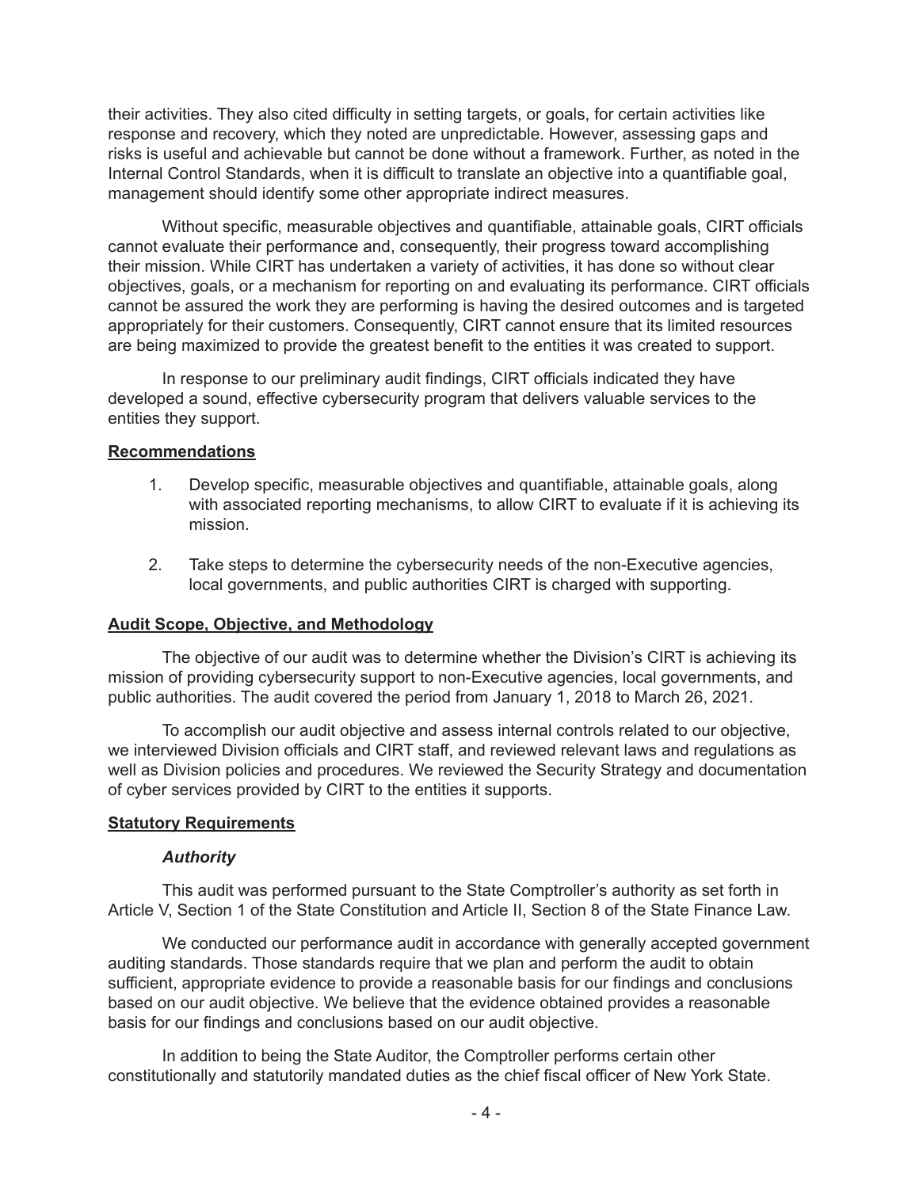their activities. They also cited difficulty in setting targets, or goals, for certain activities like response and recovery, which they noted are unpredictable. However, assessing gaps and risks is useful and achievable but cannot be done without a framework. Further, as noted in the Internal Control Standards, when it is difficult to translate an objective into a quantifiable goal, management should identify some other appropriate indirect measures.

Without specific, measurable objectives and quantifiable, attainable goals, CIRT officials cannot evaluate their performance and, consequently, their progress toward accomplishing their mission. While CIRT has undertaken a variety of activities, it has done so without clear objectives, goals, or a mechanism for reporting on and evaluating its performance. CIRT officials cannot be assured the work they are performing is having the desired outcomes and is targeted appropriately for their customers. Consequently, CIRT cannot ensure that its limited resources are being maximized to provide the greatest benefit to the entities it was created to support.

In response to our preliminary audit findings, CIRT officials indicated they have developed a sound, effective cybersecurity program that delivers valuable services to the entities they support.

## Recommendations

1. Develop specific, measurable objectives and quantifiable, attainable goals, along with associated reporting mechanisms, to allow CIRT to evaluate if it is achieving its mission.

2. Take steps to determine the cybersecurity needs of the non-Executive agencies, local governments, and public authorities CIRT is charged with supporting.

## Audit Scope, Objective, and Methodology

The objective of our audit was to determine whether the Division's CIRT is achieving its mission of providing cybersecurity support to non-Executive agencies, local governments, and public authorities. The audit covered the period from January 1, 2018 to March 26, 2021.

To accomplish our audit objective and assess internal controls related to our objective, we interviewed Division officials and CIRT staff, and reviewed relevant laws and regulations as well as Division policies and procedures. We reviewed the Security Strategy and documentation of cyber services provided by CIRT to the entities it supports.

## Statutory Requirements

### *Authority*

This audit was performed pursuant to the State Comptroller's authority as set forth in Article V, Section 1 of the State Constitution and Article II, Section 8 of the State Finance Law.

We conducted our performance audit in accordance with generally accepted government auditing standards. Those standards require that we plan and perform the audit to obtain sufficient, appropriate evidence to provide a reasonable basis for our findings and conclusions based on our audit objective. We believe that the evidence obtained provides a reasonable basis for our findings and conclusions based on our audit objective.

In addition to being the State Auditor, the Comptroller performs certain other constitutionally and statutorily mandated duties as the chief fiscal officer of New York State.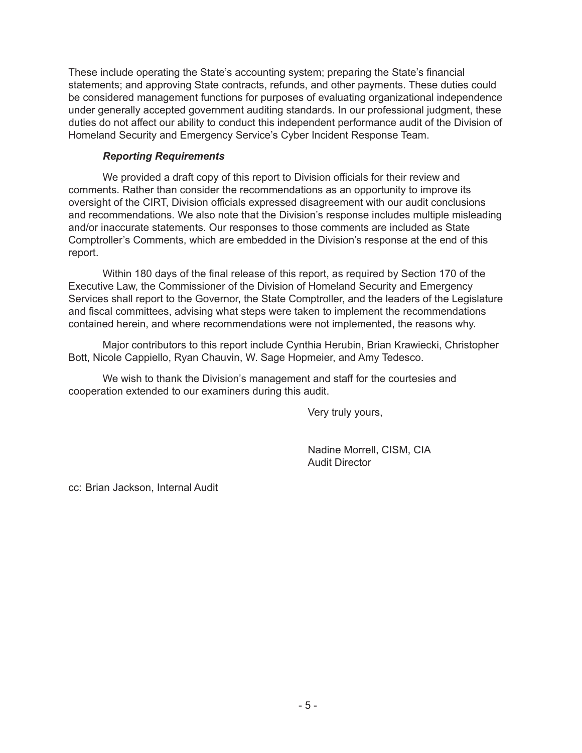These include operating the State's accounting system; preparing the State's financial statements; and approving State contracts, refunds, and other payments. These duties could be considered management functions for purposes of evaluating organizational independence under generally accepted government auditing standards. In our professional judgment, these duties do not affect our ability to conduct this independent performance audit of the Division of Homeland Security and Emergency Service's Cyber Incident Response Team.

### *Reporting Requirements*

We provided a draft copy of this report to Division officials for their review and comments. Rather than consider the recommendations as an opportunity to improve its oversight of the CIRT, Division officials expressed disagreement with our audit conclusions and recommendations. We also note that the Division's response includes multiple misleading and/or inaccurate statements. Our responses to those comments are included as State Comptroller's Comments, which are embedded in the Division's response at the end of this report.

Within 180 days of the final release of this report, as required by Section 170 of the Executive Law, the Commissioner of the Division of Homeland Security and Emergency Services shall report to the Governor, the State Comptroller, and the leaders of the Legislature and fiscal committees, advising what steps were taken to implement the recommendations contained herein, and where recommendations were not implemented, the reasons why.

Major contributors to this report include Cynthia Herubin, Brian Krawiecki, Christopher Bott, Nicole Cappiello, Ryan Chauvin, W. Sage Hopmeier, and Amy Tedesco.

We wish to thank the Division's management and staff for the courtesies and cooperation extended to our examiners during this audit.

Very truly yours,

Nadine Morrell, CISM, CIA
Audit Director

cc: Brian Jackson, Internal Audit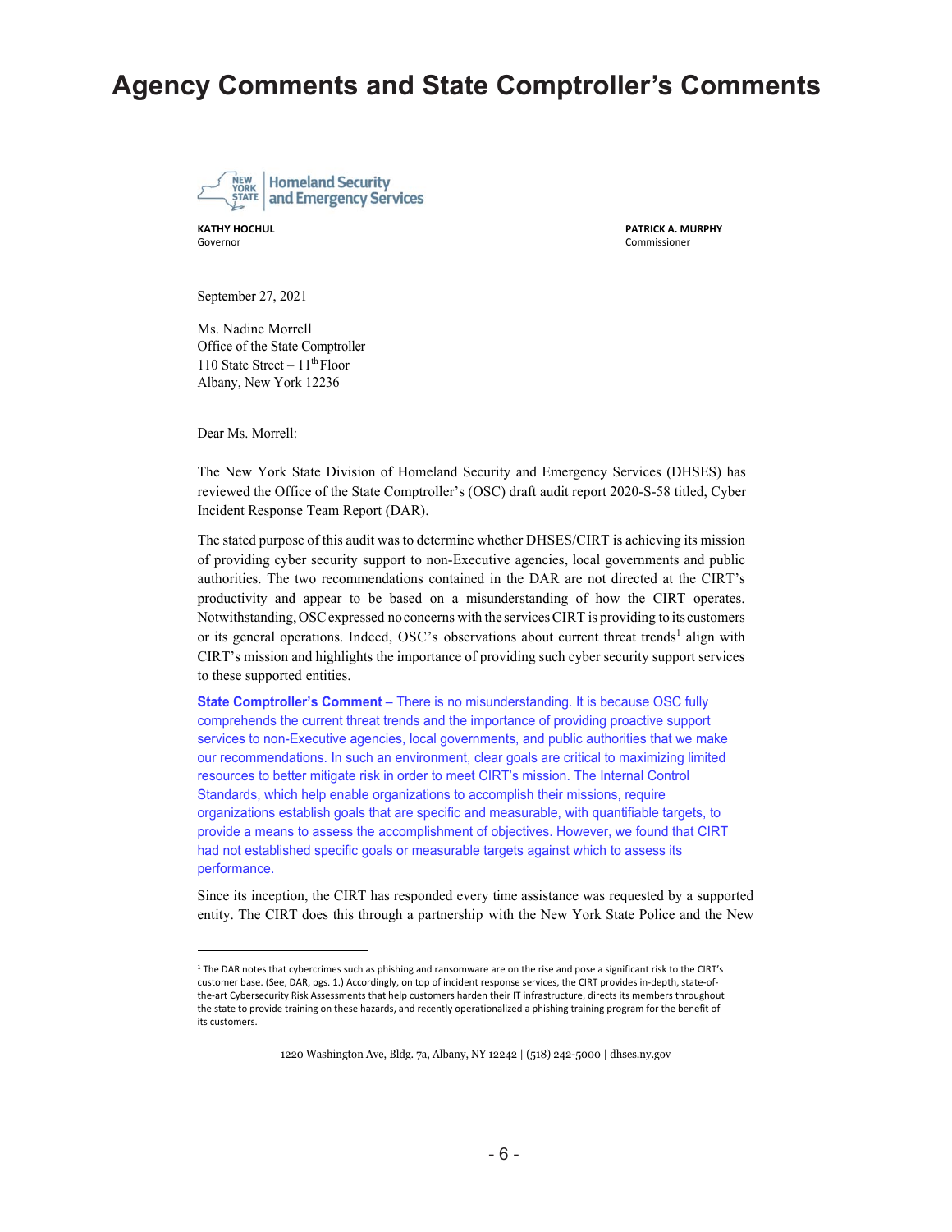# Agency Comments and State Comptroller's Comments

New York State Homeland Security and Emergency Services

**KATHY HOCHUL**
Governor

**PATRICK A. MURPHY**
Commissioner

September 27, 2021

Ms. Nadine Morrell
Office of the State Comptroller
110 State Street – 11th Floor
Albany, New York 12236

Dear Ms. Morrell:

The New York State Division of Homeland Security and Emergency Services (DHSES) has reviewed the Office of the State Comptroller's (OSC) draft audit report 2020-S-58 titled, Cyber Incident Response Team Report (DAR).

The stated purpose of this audit was to determine whether DHSES/CIRT is achieving its mission of providing cyber security support to non-Executive agencies, local governments and public authorities. The two recommendations contained in the DAR are not directed at the CIRT's productivity and appear to be based on a misunderstanding of how the CIRT operates. Notwithstanding, OSC expressed no concerns with the services CIRT is providing to its customers or its general operations. Indeed, OSC's observations about current threat trends[1] align with CIRT's mission and highlights the importance of providing such cyber security support services to these supported entities.

**State Comptroller's Comment** – There is no misunderstanding. It is because OSC fully comprehends the current threat trends and the importance of providing proactive support services to non-Executive agencies, local governments, and public authorities that we make our recommendations. In such an environment, clear goals are critical to maximizing limited resources to better mitigate risk in order to meet CIRT's mission. The Internal Control Standards, which help enable organizations to accomplish their missions, require organizations establish goals that are specific and measurable, with quantifiable targets, to provide a means to assess the accomplishment of objectives. However, we found that CIRT had not established specific goals or measurable targets against which to assess its performance.

Since its inception, the CIRT has responded every time assistance was requested by a supported entity. The CIRT does this through a partnership with the New York State Police and the New

[1] The DAR notes that cybercrimes such as phishing and ransomware are on the rise and pose a significant risk to the CIRT's customer base. (See, DAR, pgs. 1.) Accordingly, on top of incident response services, the CIRT provides in-depth, state-of-the-art Cybersecurity Risk Assessments that help customers harden their IT infrastructure, directs its members throughout the state to provide training on these hazards, and recently operationalized a phishing training program for the benefit of its customers.

1220 Washington Ave, Bldg. 7a, Albany, NY 12242 | (518) 242-5000 | dhses.ny.gov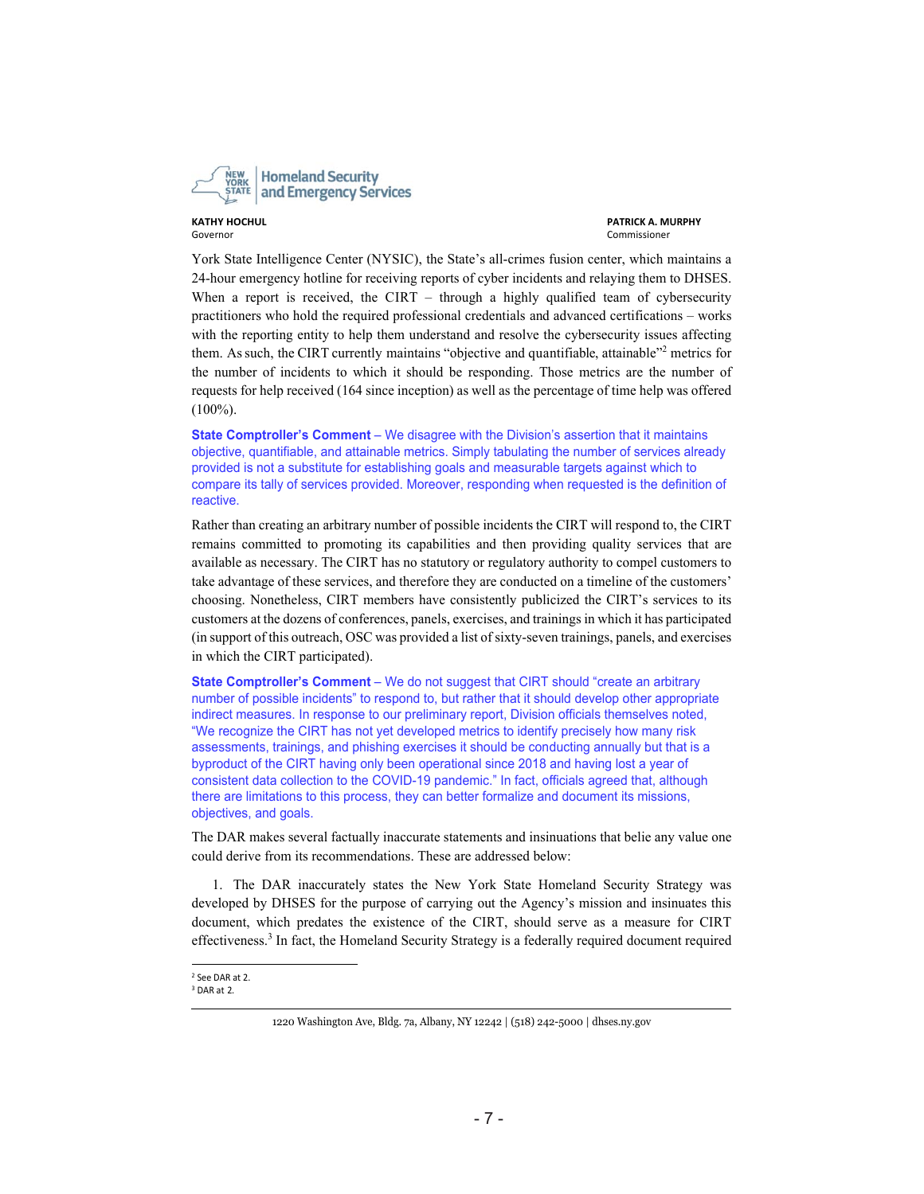York State Intelligence Center (NYSIC), the State's all-crimes fusion center, which maintains a 24-hour emergency hotline for receiving reports of cyber incidents and relaying them to DHSES. When a report is received, the CIRT – through a highly qualified team of cybersecurity practitioners who hold the required professional credentials and advanced certifications – works with the reporting entity to help them understand and resolve the cybersecurity issues affecting them. As such, the CIRT currently maintains "objective and quantifiable, attainable"[2] metrics for the number of incidents to which it should be responding. Those metrics are the number of requests for help received (164 since inception) as well as the percentage of time help was offered (100%).

**State Comptroller's Comment** – We disagree with the Division's assertion that it maintains objective, quantifiable, and attainable metrics. Simply tabulating the number of services already provided is not a substitute for establishing goals and measurable targets against which to compare its tally of services provided. Moreover, responding when requested is the definition of reactive.

Rather than creating an arbitrary number of possible incidents the CIRT will respond to, the CIRT remains committed to promoting its capabilities and then providing quality services that are available as necessary. The CIRT has no statutory or regulatory authority to compel customers to take advantage of these services, and therefore they are conducted on a timeline of the customers' choosing. Nonetheless, CIRT members have consistently publicized the CIRT's services to its customers at the dozens of conferences, panels, exercises, and trainings in which it has participated (in support of this outreach, OSC was provided a list of sixty-seven trainings, panels, and exercises in which the CIRT participated).

**State Comptroller's Comment** – We do not suggest that CIRT should "create an arbitrary number of possible incidents" to respond to, but rather that it should develop other appropriate indirect measures. In response to our preliminary report, Division officials themselves noted, "We recognize the CIRT has not yet developed metrics to identify precisely how many risk assessments, trainings, and phishing exercises it should be conducting annually but that is a byproduct of the CIRT having only been operational since 2018 and having lost a year of consistent data collection to the COVID-19 pandemic." In fact, officials agreed that, although there are limitations to this process, they can better formalize and document its missions, objectives, and goals.

The DAR makes several factually inaccurate statements and insinuations that belie any value one could derive from its recommendations. These are addressed below:

1. The DAR inaccurately states the New York State Homeland Security Strategy was developed by DHSES for the purpose of carrying out the Agency's mission and insinuates this document, which predates the existence of the CIRT, should serve as a measure for CIRT effectiveness.[3] In fact, the Homeland Security Strategy is a federally required document required

---

[2] See DAR at 2.

[3] DAR at 2.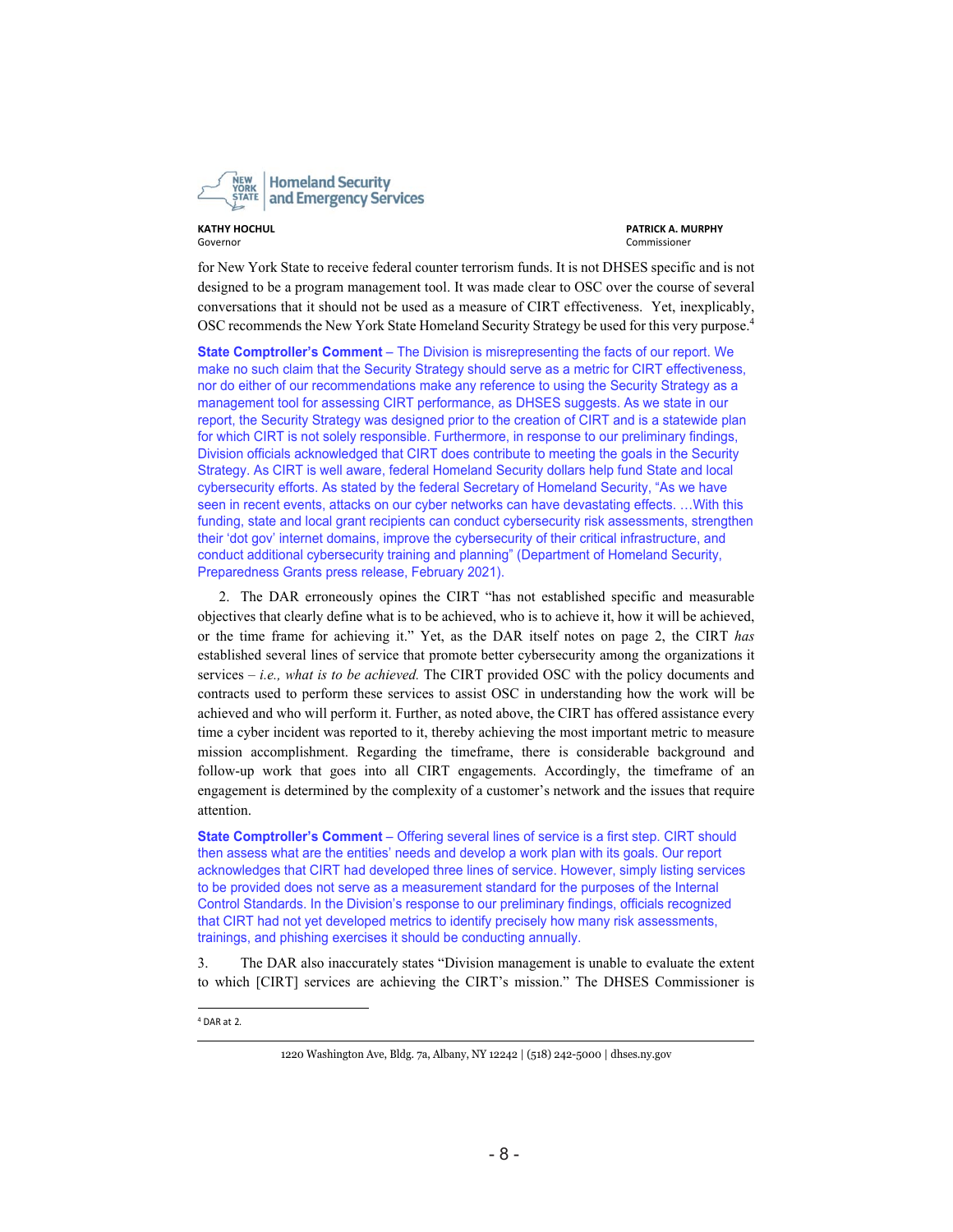for New York State to receive federal counter terrorism funds. It is not DHSES specific and is not designed to be a program management tool. It was made clear to OSC over the course of several conversations that it should not be used as a measure of CIRT effectiveness. Yet, inexplicably, OSC recommends the New York State Homeland Security Strategy be used for this very purpose.[4]

**State Comptroller's Comment** – The Division is misrepresenting the facts of our report. We make no such claim that the Security Strategy should serve as a metric for CIRT effectiveness, nor do either of our recommendations make any reference to using the Security Strategy as a management tool for assessing CIRT performance, as DHSES suggests. As we state in our report, the Security Strategy was designed prior to the creation of CIRT and is a statewide plan for which CIRT is not solely responsible. Furthermore, in response to our preliminary findings, Division officials acknowledged that CIRT does contribute to meeting the goals in the Security Strategy. As CIRT is well aware, federal Homeland Security dollars help fund State and local cybersecurity efforts. As stated by the federal Secretary of Homeland Security, "As we have seen in recent events, attacks on our cyber networks can have devastating effects. …With this funding, state and local grant recipients can conduct cybersecurity risk assessments, strengthen their 'dot gov' internet domains, improve the cybersecurity of their critical infrastructure, and conduct additional cybersecurity training and planning" (Department of Homeland Security, Preparedness Grants press release, February 2021).

2. The DAR erroneously opines the CIRT "has not established specific and measurable objectives that clearly define what is to be achieved, who is to achieve it, how it will be achieved, or the time frame for achieving it." Yet, as the DAR itself notes on page 2, the CIRT *has* established several lines of service that promote better cybersecurity among the organizations it services – *i.e., what is to be achieved.* The CIRT provided OSC with the policy documents and contracts used to perform these services to assist OSC in understanding how the work will be achieved and who will perform it. Further, as noted above, the CIRT has offered assistance every time a cyber incident was reported to it, thereby achieving the most important metric to measure mission accomplishment. Regarding the timeframe, there is considerable background and follow-up work that goes into all CIRT engagements. Accordingly, the timeframe of an engagement is determined by the complexity of a customer's network and the issues that require attention.

**State Comptroller's Comment** – Offering several lines of service is a first step. CIRT should then assess what are the entities' needs and develop a work plan with its goals. Our report acknowledges that CIRT had developed three lines of service. However, simply listing services to be provided does not serve as a measurement standard for the purposes of the Internal Control Standards. In the Division's response to our preliminary findings, officials recognized that CIRT had not yet developed metrics to identify precisely how many risk assessments, trainings, and phishing exercises it should be conducting annually.

3. The DAR also inaccurately states "Division management is unable to evaluate the extent to which [CIRT] services are achieving the CIRT's mission." The DHSES Commissioner is

[4] DAR at 2.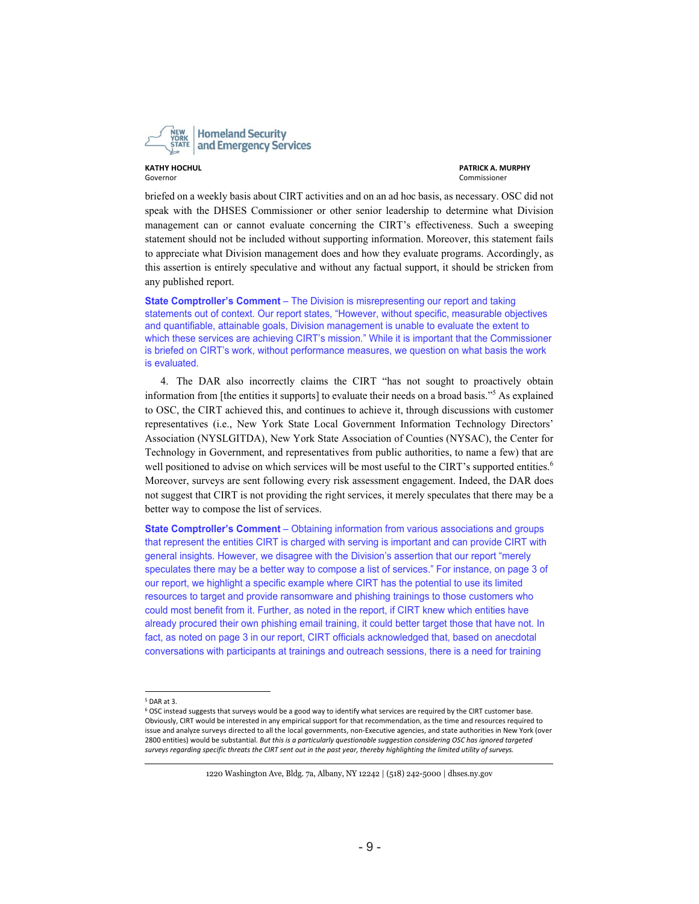briefed on a weekly basis about CIRT activities and on an ad hoc basis, as necessary. OSC did not speak with the DHSES Commissioner or other senior leadership to determine what Division management can or cannot evaluate concerning the CIRT's effectiveness. Such a sweeping statement should not be included without supporting information. Moreover, this statement fails to appreciate what Division management does and how they evaluate programs. Accordingly, as this assertion is entirely speculative and without any factual support, it should be stricken from any published report.

**State Comptroller's Comment** – The Division is misrepresenting our report and taking statements out of context. Our report states, "However, without specific, measurable objectives and quantifiable, attainable goals, Division management is unable to evaluate the extent to which these services are achieving CIRT's mission." While it is important that the Commissioner is briefed on CIRT's work, without performance measures, we question on what basis the work is evaluated.

4. The DAR also incorrectly claims the CIRT "has not sought to proactively obtain information from [the entities it supports] to evaluate their needs on a broad basis."[5] As explained to OSC, the CIRT achieved this, and continues to achieve it, through discussions with customer representatives (i.e., New York State Local Government Information Technology Directors' Association (NYSLGITDA), New York State Association of Counties (NYSAC), the Center for Technology in Government, and representatives from public authorities, to name a few) that are well positioned to advise on which services will be most useful to the CIRT's supported entities.[6] Moreover, surveys are sent following every risk assessment engagement. Indeed, the DAR does not suggest that CIRT is not providing the right services, it merely speculates that there may be a better way to compose the list of services.

**State Comptroller's Comment** – Obtaining information from various associations and groups that represent the entities CIRT is charged with serving is important and can provide CIRT with general insights. However, we disagree with the Division's assertion that our report "merely speculates there may be a better way to compose a list of services." For instance, on page 3 of our report, we highlight a specific example where CIRT has the potential to use its limited resources to target and provide ransomware and phishing trainings to those customers who could most benefit from it. Further, as noted in the report, if CIRT knew which entities have already procured their own phishing email training, it could better target those that have not. In fact, as noted on page 3 in our report, CIRT officials acknowledged that, based on anecdotal conversations with participants at trainings and outreach sessions, there is a need for training

---

[5] DAR at 3.

[6] OSC instead suggests that surveys would be a good way to identify what services are required by the CIRT customer base. Obviously, CIRT would be interested in any empirical support for that recommendation, as the time and resources required to issue and analyze surveys directed to all the local governments, non-Executive agencies, and state authorities in New York (over 2800 entities) would be substantial. *But this is a particularly questionable suggestion considering OSC has ignored targeted surveys regarding specific threats the CIRT sent out in the past year, thereby highlighting the limited utility of surveys.*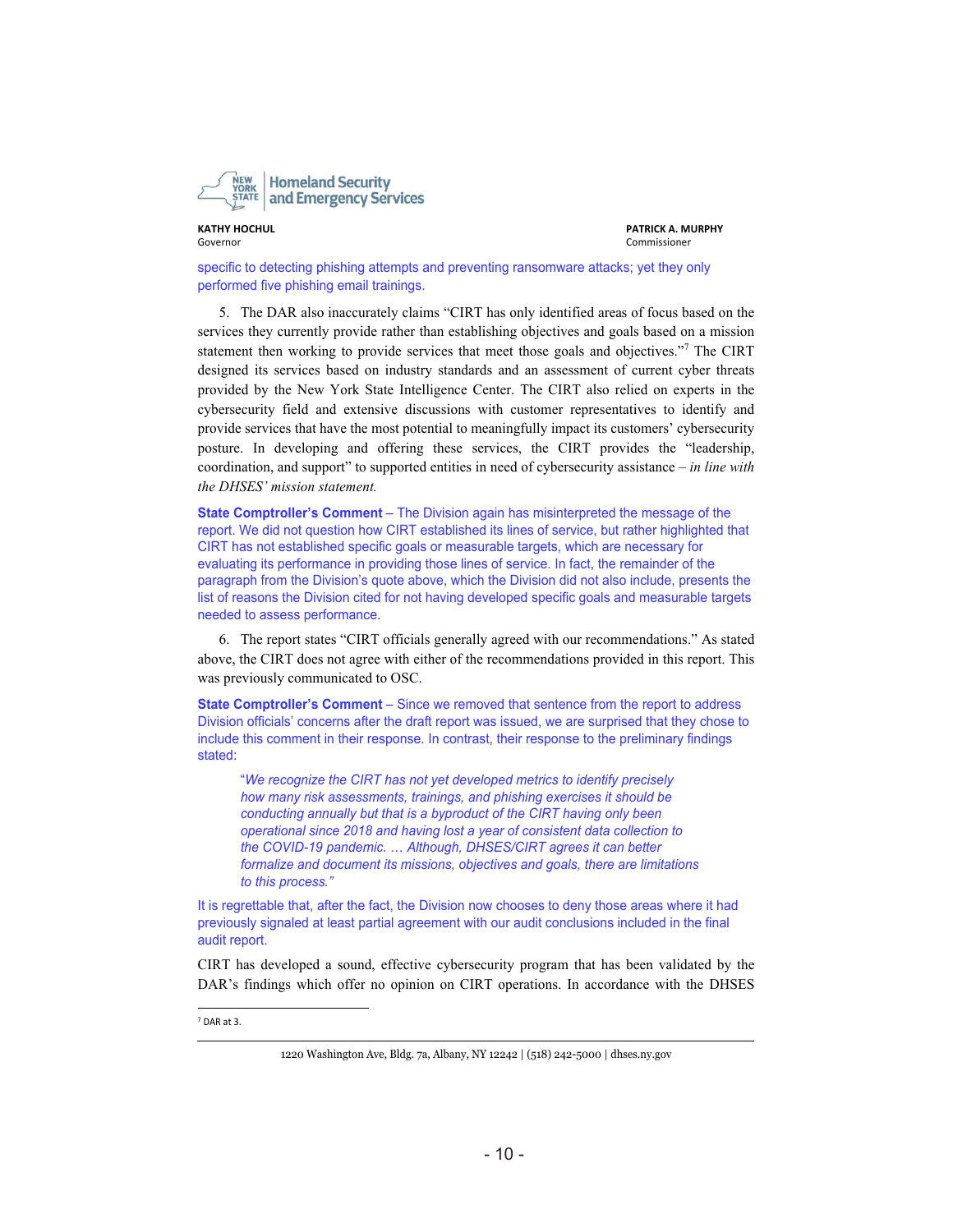specific to detecting phishing attempts and preventing ransomware attacks; yet they only performed five phishing email trainings.

5. The DAR also inaccurately claims "CIRT has only identified areas of focus based on the services they currently provide rather than establishing objectives and goals based on a mission statement then working to provide services that meet those goals and objectives."[7] The CIRT designed its services based on industry standards and an assessment of current cyber threats provided by the New York State Intelligence Center. The CIRT also relied on experts in the cybersecurity field and extensive discussions with customer representatives to identify and provide services that have the most potential to meaningfully impact its customers' cybersecurity posture. In developing and offering these services, the CIRT provides the "leadership, coordination, and support" to supported entities in need of cybersecurity assistance – *in line with the DHSES' mission statement.*

**State Comptroller's Comment** – The Division again has misinterpreted the message of the report. We did not question how CIRT established its lines of service, but rather highlighted that CIRT has not established specific goals or measurable targets, which are necessary for evaluating its performance in providing those lines of service. In fact, the remainder of the paragraph from the Division's quote above, which the Division did not also include, presents the list of reasons the Division cited for not having developed specific goals and measurable targets needed to assess performance.

6. The report states "CIRT officials generally agreed with our recommendations." As stated above, the CIRT does not agree with either of the recommendations provided in this report. This was previously communicated to OSC.

**State Comptroller's Comment** – Since we removed that sentence from the report to address Division officials' concerns after the draft report was issued, we are surprised that they chose to include this comment in their response. In contrast, their response to the preliminary findings stated:

> "*We recognize the CIRT has not yet developed metrics to identify precisely how many risk assessments, trainings, and phishing exercises it should be conducting annually but that is a byproduct of the CIRT having only been operational since 2018 and having lost a year of consistent data collection to the COVID-19 pandemic. … Although, DHSES/CIRT agrees it can better formalize and document its missions, objectives and goals, there are limitations to this process.*"

It is regrettable that, after the fact, the Division now chooses to deny those areas where it had previously signaled at least partial agreement with our audit conclusions included in the final audit report.

CIRT has developed a sound, effective cybersecurity program that has been validated by the DAR's findings which offer no opinion on CIRT operations. In accordance with the DHSES

[7] DAR at 3.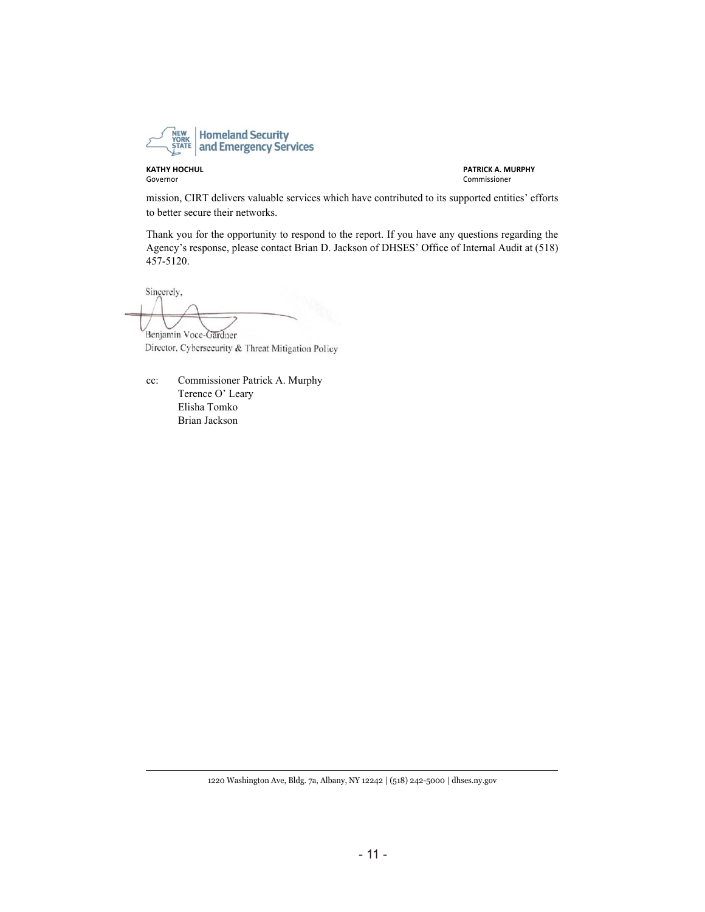**KATHY HOCHUL**
Governor

**PATRICK A. MURPHY**
Commissioner

mission, CIRT delivers valuable services which have contributed to its supported entities' efforts to better secure their networks.

Thank you for the opportunity to respond to the report. If you have any questions regarding the Agency's response, please contact Brian D. Jackson of DHSES' Office of Internal Audit at (518) 457-5120.

Sincerely,

Benjamin Voce-Gardner
Director, Cybersecurity & Threat Mitigation Policy

cc: Commissioner Patrick A. Murphy
Terence O' Leary
Elisha Tomko
Brian Jackson

1220 Washington Ave, Bldg. 7a, Albany, NY 12242 | (518) 242-5000 | dhses.ny.gov